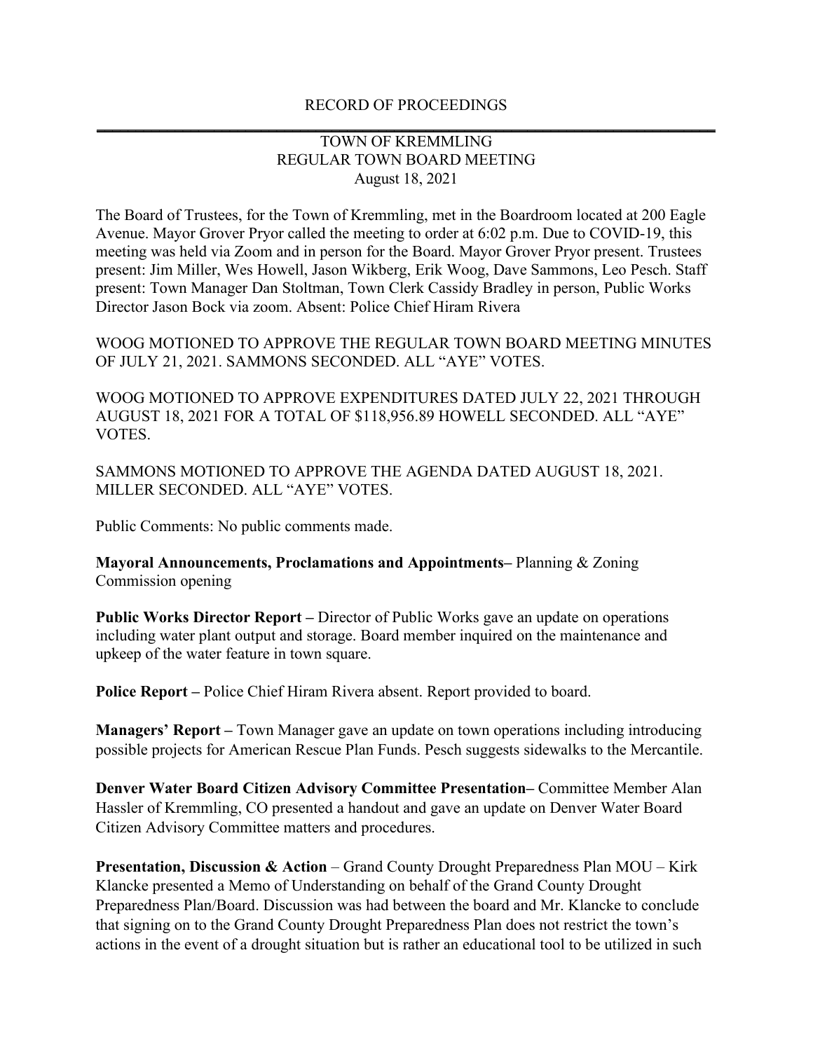RECORD OF PROCEEDINGS

TOWN OF KREMMLING
REGULAR TOWN BOARD MEETING
August 18, 2021

The Board of Trustees, for the Town of Kremmling, met in the Boardroom located at 200 Eagle Avenue. Mayor Grover Pryor called the meeting to order at 6:02 p.m. Due to COVID-19, this meeting was held via Zoom and in person for the Board. Mayor Grover Pryor present. Trustees present: Jim Miller, Wes Howell, Jason Wikberg, Erik Woog, Dave Sammons, Leo Pesch. Staff present: Town Manager Dan Stoltman, Town Clerk Cassidy Bradley in person, Public Works Director Jason Bock via zoom. Absent: Police Chief Hiram Rivera

WOOG MOTIONED TO APPROVE THE REGULAR TOWN BOARD MEETING MINUTES OF JULY 21, 2021. SAMMONS SECONDED. ALL "AYE" VOTES.

WOOG MOTIONED TO APPROVE EXPENDITURES DATED JULY 22, 2021 THROUGH AUGUST 18, 2021 FOR A TOTAL OF $118,956.89 HOWELL SECONDED. ALL "AYE" VOTES.

SAMMONS MOTIONED TO APPROVE THE AGENDA DATED AUGUST 18, 2021. MILLER SECONDED. ALL "AYE" VOTES.

Public Comments: No public comments made.

**Mayoral Announcements, Proclamations and Appointments–** Planning & Zoning Commission opening

**Public Works Director Report –** Director of Public Works gave an update on operations including water plant output and storage. Board member inquired on the maintenance and upkeep of the water feature in town square.

**Police Report –** Police Chief Hiram Rivera absent. Report provided to board.

**Managers' Report –** Town Manager gave an update on town operations including introducing possible projects for American Rescue Plan Funds. Pesch suggests sidewalks to the Mercantile.

**Denver Water Board Citizen Advisory Committee Presentation–** Committee Member Alan Hassler of Kremmling, CO presented a handout and gave an update on Denver Water Board Citizen Advisory Committee matters and procedures.

**Presentation, Discussion & Action** – Grand County Drought Preparedness Plan MOU – Kirk Klancke presented a Memo of Understanding on behalf of the Grand County Drought Preparedness Plan/Board. Discussion was had between the board and Mr. Klancke to conclude that signing on to the Grand County Drought Preparedness Plan does not restrict the town's actions in the event of a drought situation but is rather an educational tool to be utilized in such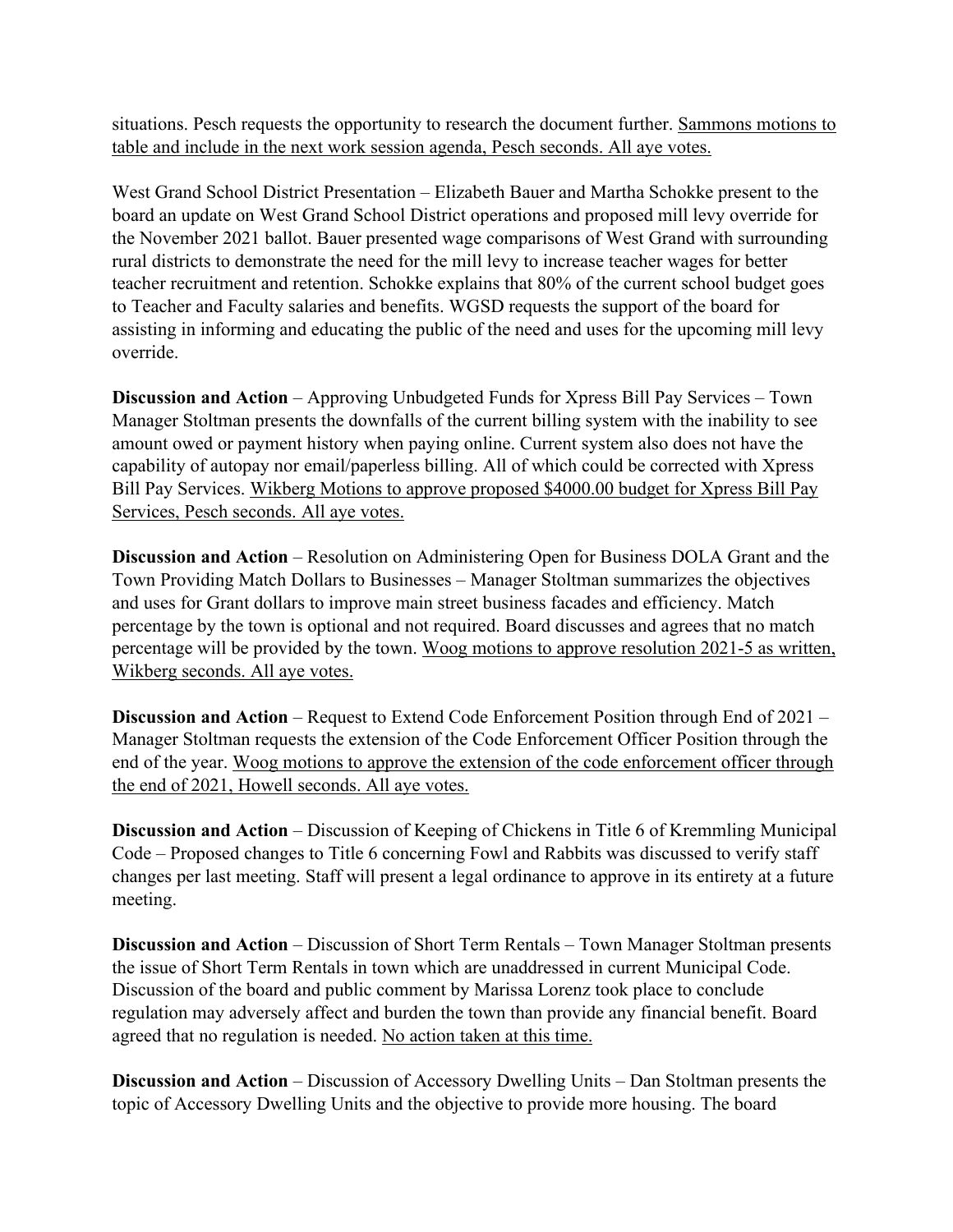situations. Pesch requests the opportunity to research the document further. Sammons motions to table and include in the next work session agenda, Pesch seconds. All aye votes.

West Grand School District Presentation – Elizabeth Bauer and Martha Schokke present to the board an update on West Grand School District operations and proposed mill levy override for the November 2021 ballot. Bauer presented wage comparisons of West Grand with surrounding rural districts to demonstrate the need for the mill levy to increase teacher wages for better teacher recruitment and retention. Schokke explains that 80% of the current school budget goes to Teacher and Faculty salaries and benefits. WGSD requests the support of the board for assisting in informing and educating the public of the need and uses for the upcoming mill levy override.

**Discussion and Action** – Approving Unbudgeted Funds for Xpress Bill Pay Services – Town Manager Stoltman presents the downfalls of the current billing system with the inability to see amount owed or payment history when paying online. Current system also does not have the capability of autopay nor email/paperless billing. All of which could be corrected with Xpress Bill Pay Services. Wikberg Motions to approve proposed $4000.00 budget for Xpress Bill Pay Services, Pesch seconds. All aye votes.

**Discussion and Action** – Resolution on Administering Open for Business DOLA Grant and the Town Providing Match Dollars to Businesses – Manager Stoltman summarizes the objectives and uses for Grant dollars to improve main street business facades and efficiency. Match percentage by the town is optional and not required. Board discusses and agrees that no match percentage will be provided by the town. Woog motions to approve resolution 2021-5 as written, Wikberg seconds. All aye votes.

**Discussion and Action** – Request to Extend Code Enforcement Position through End of 2021 – Manager Stoltman requests the extension of the Code Enforcement Officer Position through the end of the year. Woog motions to approve the extension of the code enforcement officer through the end of 2021, Howell seconds. All aye votes.

**Discussion and Action** – Discussion of Keeping of Chickens in Title 6 of Kremmling Municipal Code – Proposed changes to Title 6 concerning Fowl and Rabbits was discussed to verify staff changes per last meeting. Staff will present a legal ordinance to approve in its entirety at a future meeting.

**Discussion and Action** – Discussion of Short Term Rentals – Town Manager Stoltman presents the issue of Short Term Rentals in town which are unaddressed in current Municipal Code. Discussion of the board and public comment by Marissa Lorenz took place to conclude regulation may adversely affect and burden the town than provide any financial benefit. Board agreed that no regulation is needed. No action taken at this time.

**Discussion and Action** – Discussion of Accessory Dwelling Units – Dan Stoltman presents the topic of Accessory Dwelling Units and the objective to provide more housing. The board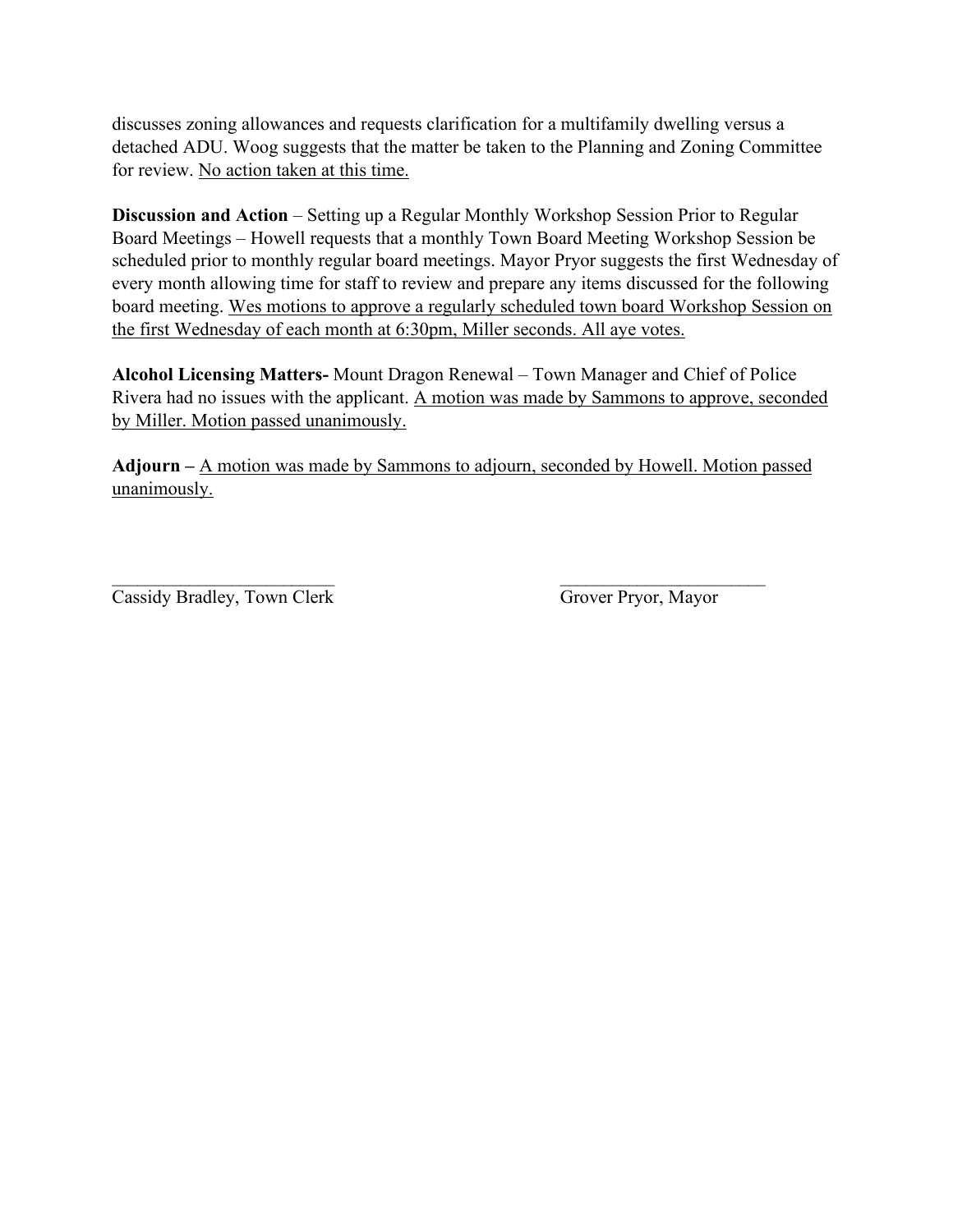discusses zoning allowances and requests clarification for a multifamily dwelling versus a detached ADU. Woog suggests that the matter be taken to the Planning and Zoning Committee for review. <u>No action taken at this time.</u>

**Discussion and Action** – Setting up a Regular Monthly Workshop Session Prior to Regular Board Meetings – Howell requests that a monthly Town Board Meeting Workshop Session be scheduled prior to monthly regular board meetings. Mayor Pryor suggests the first Wednesday of every month allowing time for staff to review and prepare any items discussed for the following board meeting. <u>Wes motions to approve a regularly scheduled town board Workshop Session on the first Wednesday of each month at 6:30pm, Miller seconds. All aye votes.</u>

**Alcohol Licensing Matters-** Mount Dragon Renewal – Town Manager and Chief of Police Rivera had no issues with the applicant. <u>A motion was made by Sammons to approve, seconded by Miller. Motion passed unanimously.</u>

**Adjourn –** <u>A motion was made by Sammons to adjourn, seconded by Howell. Motion passed unanimously.</u>

_________________________ _______________________

Cassidy Bradley, Town Clerk Grover Pryor, Mayor